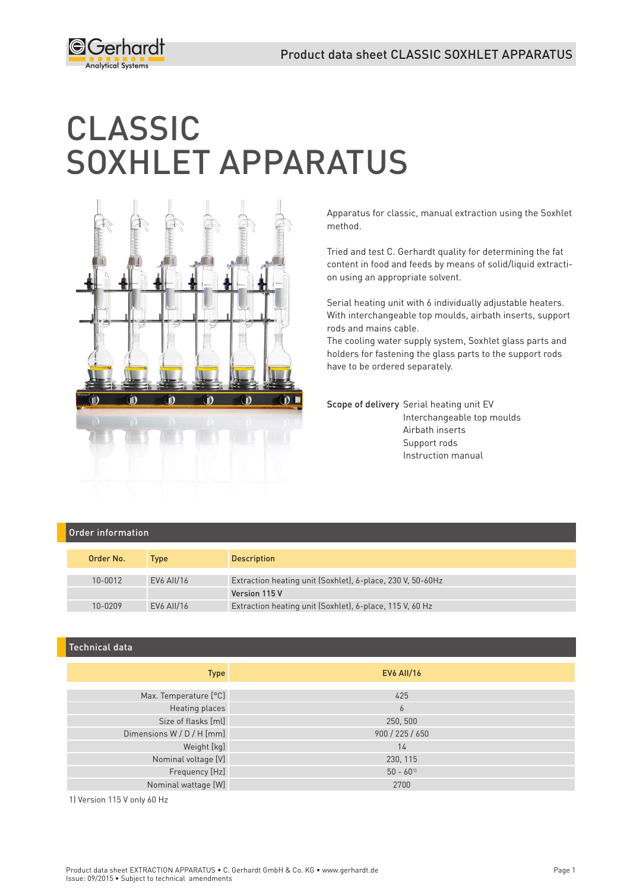# CLASSIC SOXHLET APPARATUS

Apparatus for classic, manual extraction using the Soxhlet method.

Tried and test C. Gerhardt quality for determining the fat content in food and feeds by means of solid/liquid extraction using an appropriate solvent.

Serial heating unit with 6 individually adjustable heaters. With interchangeable top moulds, airbath inserts, support rods and mains cable.
The cooling water supply system, Soxhlet glass parts and holders for fastening the glass parts to the support rods have to be ordered separately.

**Scope of delivery**
- Serial heating unit EV
- Interchangeable top moulds
- Airbath inserts
- Support rods
- Instruction manual

## Order information

| Order No. | Type | Description |
|---|---|---|
| 10-0012 | EV6 AII/16 | Extraction heating unit (Soxhlet), 6-place, 230 V, 50-60Hz |
| | | **Version 115 V** |
| 10-0209 | EV6 AII/16 | Extraction heating unit (Soxhlet), 6-place, 115 V, 60 Hz |

## Technical data

| Type | EV6 AII/16 |
|---|---|
| Max. Temperature [°C] | 425 |
| Heating places | 6 |
| Size of flasks [ml] | 250, 500 |
| Dimensions W / D / H [mm] | 900 / 225 / 650 |
| Weight [kg] | 14 |
| Nominal voltage [V] | 230, 115 |
| Frequency [Hz] | 50 - 60[1] |
| Nominal wattage [W] | 2700 |

1) Version 115 V only 60 Hz

Product data sheet EXTRACTION APPARATUS • C. Gerhardt GmbH & Co. KG • www.gerhardt.de
Issue: 09/2015 • Subject to technical amendments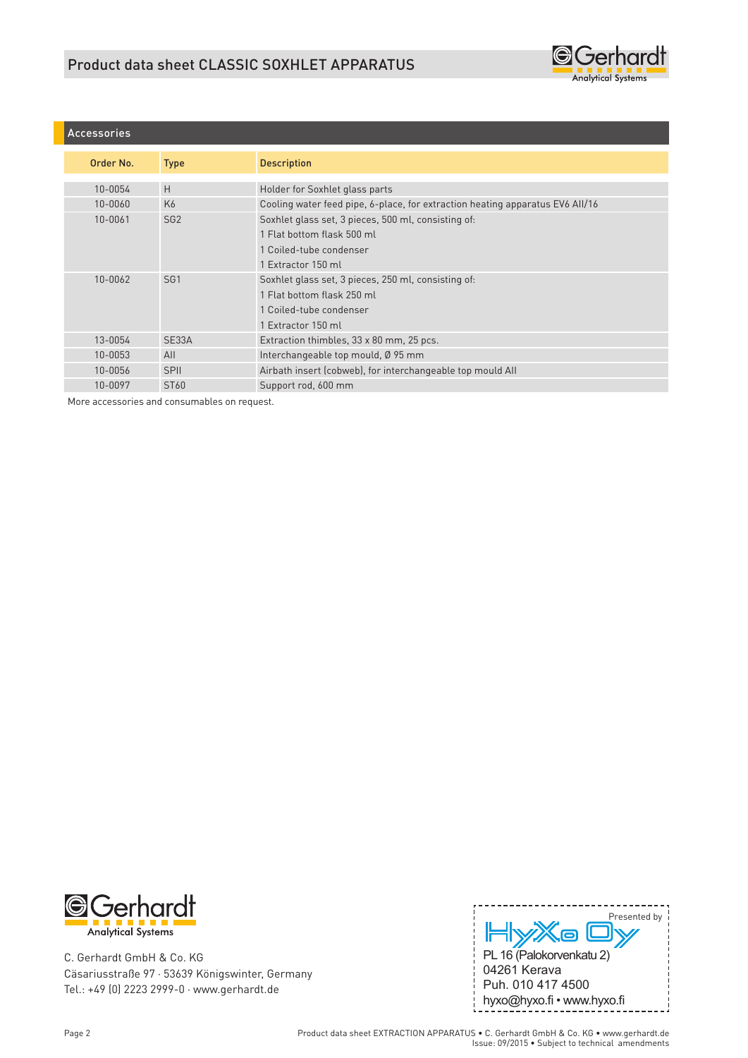## Accessories

| Order No. | Type | Description |
|---|---|---|
| 10-0054 | H | Holder for Soxhlet glass parts |
| 10-0060 | K6 | Cooling water feed pipe, 6-place, for extraction heating apparatus EV6 AII/16 |
| 10-0061 | SG2 | Soxhlet glass set, 3 pieces, 500 ml, consisting of:<br>1 Flat bottom flask 500 ml<br>1 Coiled-tube condenser<br>1 Extractor 150 ml |
| 10-0062 | SG1 | Soxhlet glass set, 3 pieces, 250 ml, consisting of:<br>1 Flat bottom flask 250 ml<br>1 Coiled-tube condenser<br>1 Extractor 150 ml |
| 13-0054 | SE33A | Extraction thimbles, 33 x 80 mm, 25 pcs. |
| 10-0053 | AII | Interchangeable top mould, Ø 95 mm |
| 10-0056 | SPII | Airbath insert (cobweb), for interchangeable top mould AII |
| 10-0097 | ST60 | Support rod, 600 mm |

More accessories and consumables on request.

Gerhardt Analytical Systems

C. Gerhardt GmbH & Co. KG
Cäsariusstraße 97 · 53639 Königswinter, Germany
Tel.: +49 (0) 2223 2999-0 · www.gerhardt.de

Presented by
HyXo Oy
PL 16 (Palokorvenkatu 2)
04261 Kerava
Puh. 010 417 4500
hyxo@hyxo.fi • www.hyxo.fi